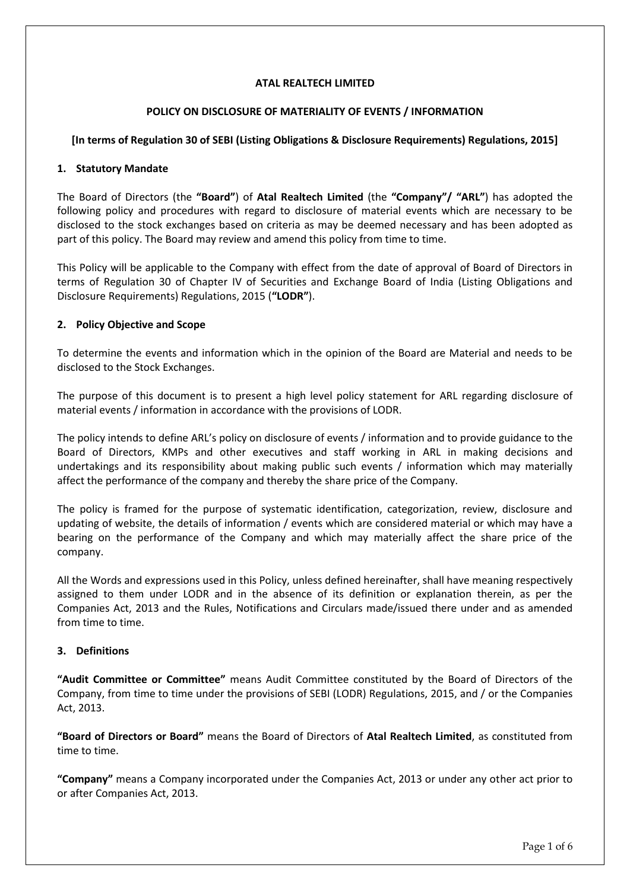# ATAL REALTECH LIMITED

## POLICY ON DISCLOSURE OF MATERIALITY OF EVENTS / INFORMATION

**[In terms of Regulation 30 of SEBI (Listing Obligations & Disclosure Requirements) Regulations, 2015]**

### 1. Statutory Mandate

The Board of Directors (the **"Board"**) of **Atal Realtech Limited** (the **"Company"/ "ARL"**) has adopted the following policy and procedures with regard to disclosure of material events which are necessary to be disclosed to the stock exchanges based on criteria as may be deemed necessary and has been adopted as part of this policy. The Board may review and amend this policy from time to time.

This Policy will be applicable to the Company with effect from the date of approval of Board of Directors in terms of Regulation 30 of Chapter IV of Securities and Exchange Board of India (Listing Obligations and Disclosure Requirements) Regulations, 2015 (**"LODR"**).

### 2. Policy Objective and Scope

To determine the events and information which in the opinion of the Board are Material and needs to be disclosed to the Stock Exchanges.

The purpose of this document is to present a high level policy statement for ARL regarding disclosure of material events / information in accordance with the provisions of LODR.

The policy intends to define ARL's policy on disclosure of events / information and to provide guidance to the Board of Directors, KMPs and other executives and staff working in ARL in making decisions and undertakings and its responsibility about making public such events / information which may materially affect the performance of the company and thereby the share price of the Company.

The policy is framed for the purpose of systematic identification, categorization, review, disclosure and updating of website, the details of information / events which are considered material or which may have a bearing on the performance of the Company and which may materially affect the share price of the company.

All the Words and expressions used in this Policy, unless defined hereinafter, shall have meaning respectively assigned to them under LODR and in the absence of its definition or explanation therein, as per the Companies Act, 2013 and the Rules, Notifications and Circulars made/issued there under and as amended from time to time.

### 3. Definitions

**"Audit Committee or Committee"** means Audit Committee constituted by the Board of Directors of the Company, from time to time under the provisions of SEBI (LODR) Regulations, 2015, and / or the Companies Act, 2013.

**"Board of Directors or Board"** means the Board of Directors of **Atal Realtech Limited**, as constituted from time to time.

**"Company"** means a Company incorporated under the Companies Act, 2013 or under any other act prior to or after Companies Act, 2013.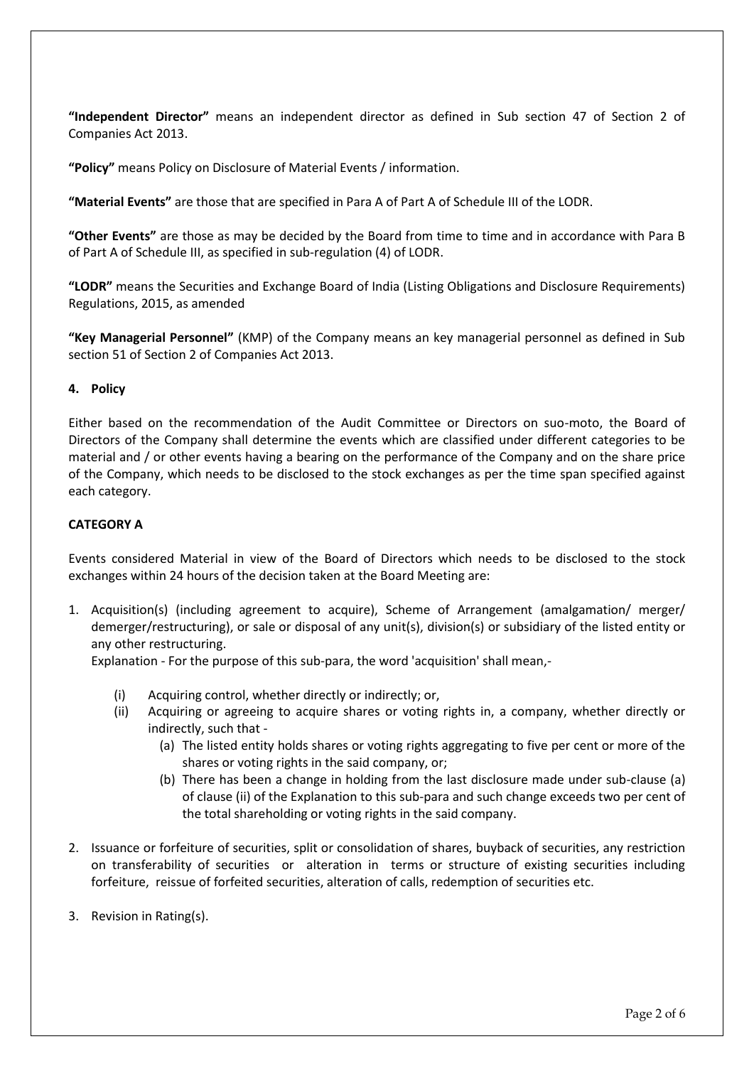**"Independent Director"** means an independent director as defined in Sub section 47 of Section 2 of Companies Act 2013.

**"Policy"** means Policy on Disclosure of Material Events / information.

**"Material Events"** are those that are specified in Para A of Part A of Schedule III of the LODR.

**"Other Events"** are those as may be decided by the Board from time to time and in accordance with Para B of Part A of Schedule III, as specified in sub-regulation (4) of LODR.

**"LODR"** means the Securities and Exchange Board of India (Listing Obligations and Disclosure Requirements) Regulations, 2015, as amended

**"Key Managerial Personnel"** (KMP) of the Company means an key managerial personnel as defined in Sub section 51 of Section 2 of Companies Act 2013.

## 4. Policy

Either based on the recommendation of the Audit Committee or Directors on suo-moto, the Board of Directors of the Company shall determine the events which are classified under different categories to be material and / or other events having a bearing on the performance of the Company and on the share price of the Company, which needs to be disclosed to the stock exchanges as per the time span specified against each category.

### CATEGORY A

Events considered Material in view of the Board of Directors which needs to be disclosed to the stock exchanges within 24 hours of the decision taken at the Board Meeting are:

1. Acquisition(s) (including agreement to acquire), Scheme of Arrangement (amalgamation/ merger/ demerger/restructuring), or sale or disposal of any unit(s), division(s) or subsidiary of the listed entity or any other restructuring.

   Explanation - For the purpose of this sub-para, the word 'acquisition' shall mean,-

   (i) Acquiring control, whether directly or indirectly; or,

   (ii) Acquiring or agreeing to acquire shares or voting rights in, a company, whether directly or indirectly, such that -

   (a) The listed entity holds shares or voting rights aggregating to five per cent or more of the shares or voting rights in the said company, or;

   (b) There has been a change in holding from the last disclosure made under sub-clause (a) of clause (ii) of the Explanation to this sub-para and such change exceeds two per cent of the total shareholding or voting rights in the said company.

2. Issuance or forfeiture of securities, split or consolidation of shares, buyback of securities, any restriction on transferability of securities or alteration in terms or structure of existing securities including forfeiture, reissue of forfeited securities, alteration of calls, redemption of securities etc.

3. Revision in Rating(s).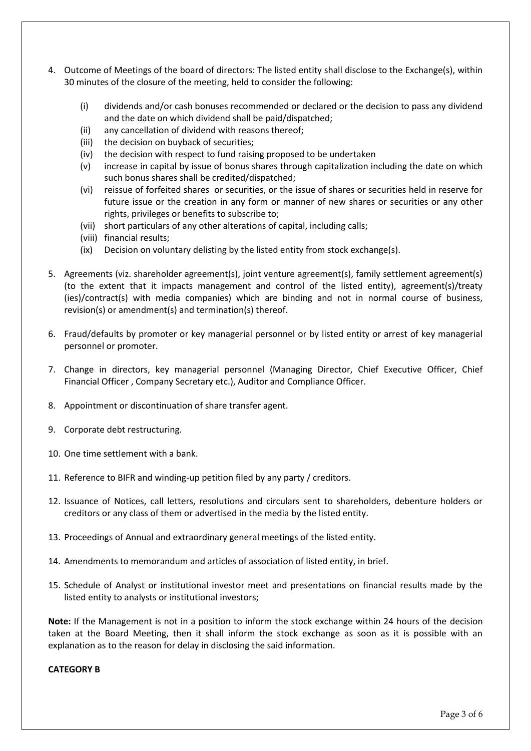4. Outcome of Meetings of the board of directors: The listed entity shall disclose to the Exchange(s), within 30 minutes of the closure of the meeting, held to consider the following:

   (i) dividends and/or cash bonuses recommended or declared or the decision to pass any dividend and the date on which dividend shall be paid/dispatched;
   (ii) any cancellation of dividend with reasons thereof;
   (iii) the decision on buyback of securities;
   (iv) the decision with respect to fund raising proposed to be undertaken
   (v) increase in capital by issue of bonus shares through capitalization including the date on which such bonus shares shall be credited/dispatched;
   (vi) reissue of forfeited shares or securities, or the issue of shares or securities held in reserve for future issue or the creation in any form or manner of new shares or securities or any other rights, privileges or benefits to subscribe to;
   (vii) short particulars of any other alterations of capital, including calls;
   (viii) financial results;
   (ix) Decision on voluntary delisting by the listed entity from stock exchange(s).

5. Agreements (viz. shareholder agreement(s), joint venture agreement(s), family settlement agreement(s) (to the extent that it impacts management and control of the listed entity), agreement(s)/treaty (ies)/contract(s) with media companies) which are binding and not in normal course of business, revision(s) or amendment(s) and termination(s) thereof.

6. Fraud/defaults by promoter or key managerial personnel or by listed entity or arrest of key managerial personnel or promoter.

7. Change in directors, key managerial personnel (Managing Director, Chief Executive Officer, Chief Financial Officer , Company Secretary etc.), Auditor and Compliance Officer.

8. Appointment or discontinuation of share transfer agent.

9. Corporate debt restructuring.

10. One time settlement with a bank.

11. Reference to BIFR and winding-up petition filed by any party / creditors.

12. Issuance of Notices, call letters, resolutions and circulars sent to shareholders, debenture holders or creditors or any class of them or advertised in the media by the listed entity.

13. Proceedings of Annual and extraordinary general meetings of the listed entity.

14. Amendments to memorandum and articles of association of listed entity, in brief.

15. Schedule of Analyst or institutional investor meet and presentations on financial results made by the listed entity to analysts or institutional investors;

**Note:** If the Management is not in a position to inform the stock exchange within 24 hours of the decision taken at the Board Meeting, then it shall inform the stock exchange as soon as it is possible with an explanation as to the reason for delay in disclosing the said information.

**CATEGORY B**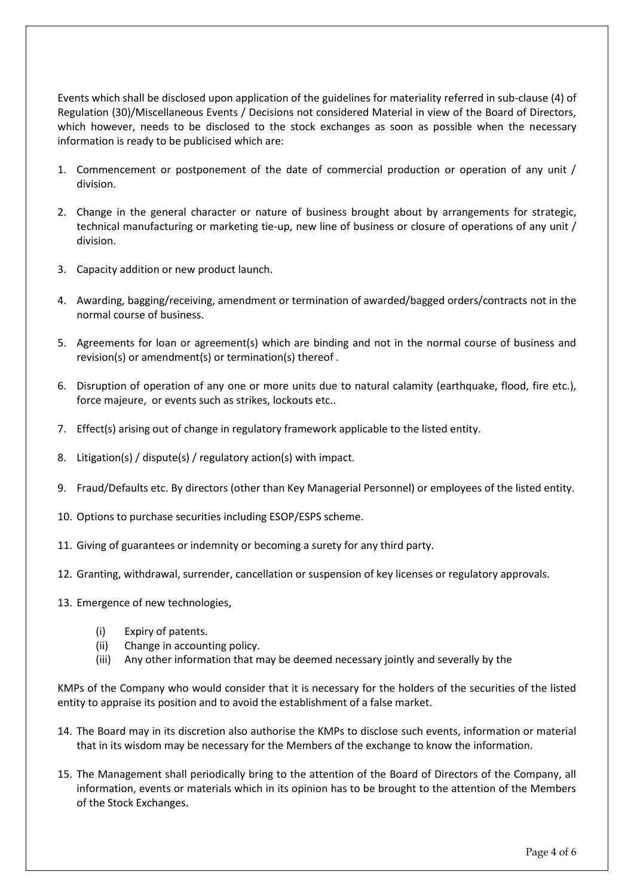Events which shall be disclosed upon application of the guidelines for materiality referred in sub-clause (4) of Regulation (30)/Miscellaneous Events / Decisions not considered Material in view of the Board of Directors, which however, needs to be disclosed to the stock exchanges as soon as possible when the necessary information is ready to be publicised which are:

1. Commencement or postponement of the date of commercial production or operation of any unit / division.
2. Change in the general character or nature of business brought about by arrangements for strategic, technical manufacturing or marketing tie-up, new line of business or closure of operations of any unit / division.
3. Capacity addition or new product launch.
4. Awarding, bagging/receiving, amendment or termination of awarded/bagged orders/contracts not in the normal course of business.
5. Agreements for loan or agreement(s) which are binding and not in the normal course of business and revision(s) or amendment(s) or termination(s) thereof .
6. Disruption of operation of any one or more units due to natural calamity (earthquake, flood, fire etc.), force majeure, or events such as strikes, lockouts etc..
7. Effect(s) arising out of change in regulatory framework applicable to the listed entity.
8. Litigation(s) / dispute(s) / regulatory action(s) with impact.
9. Fraud/Defaults etc. By directors (other than Key Managerial Personnel) or employees of the listed entity.
10. Options to purchase securities including ESOP/ESPS scheme.
11. Giving of guarantees or indemnity or becoming a surety for any third party.
12. Granting, withdrawal, surrender, cancellation or suspension of key licenses or regulatory approvals.
13. Emergence of new technologies,
    (i) Expiry of patents.
    (ii) Change in accounting policy.
    (iii) Any other information that may be deemed necessary jointly and severally by the

KMPs of the Company who would consider that it is necessary for the holders of the securities of the listed entity to appraise its position and to avoid the establishment of a false market.

14. The Board may in its discretion also authorise the KMPs to disclose such events, information or material that in its wisdom may be necessary for the Members of the exchange to know the information.
15. The Management shall periodically bring to the attention of the Board of Directors of the Company, all information, events or materials which in its opinion has to be brought to the attention of the Members of the Stock Exchanges.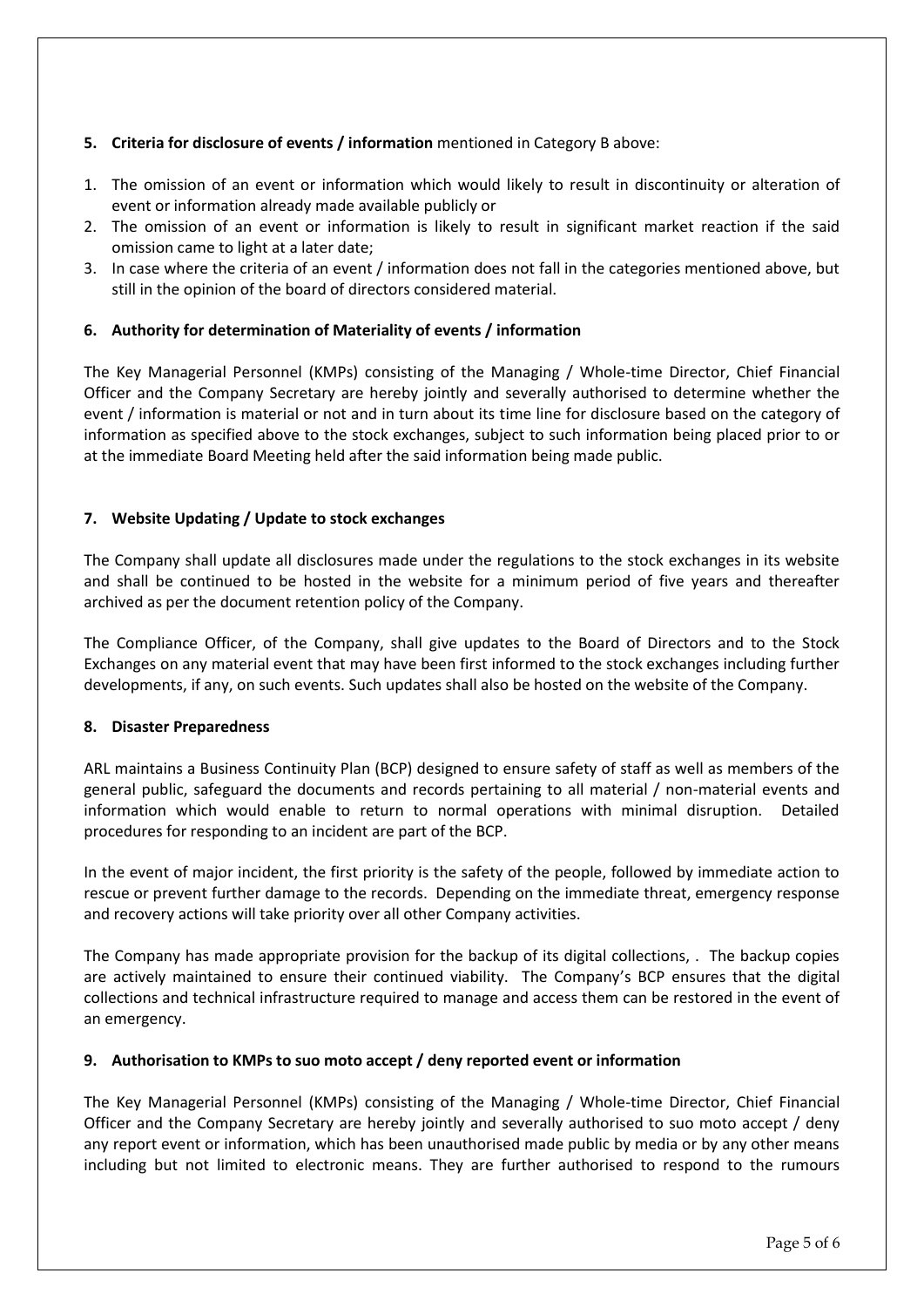**5. Criteria for disclosure of events / information** mentioned in Category B above:

1. The omission of an event or information which would likely to result in discontinuity or alteration of event or information already made available publicly or
2. The omission of an event or information is likely to result in significant market reaction if the said omission came to light at a later date;
3. In case where the criteria of an event / information does not fall in the categories mentioned above, but still in the opinion of the board of directors considered material.

**6. Authority for determination of Materiality of events / information**

The Key Managerial Personnel (KMPs) consisting of the Managing / Whole-time Director, Chief Financial Officer and the Company Secretary are hereby jointly and severally authorised to determine whether the event / information is material or not and in turn about its time line for disclosure based on the category of information as specified above to the stock exchanges, subject to such information being placed prior to or at the immediate Board Meeting held after the said information being made public.

**7. Website Updating / Update to stock exchanges**

The Company shall update all disclosures made under the regulations to the stock exchanges in its website and shall be continued to be hosted in the website for a minimum period of five years and thereafter archived as per the document retention policy of the Company.

The Compliance Officer, of the Company, shall give updates to the Board of Directors and to the Stock Exchanges on any material event that may have been first informed to the stock exchanges including further developments, if any, on such events. Such updates shall also be hosted on the website of the Company.

**8. Disaster Preparedness**

ARL maintains a Business Continuity Plan (BCP) designed to ensure safety of staff as well as members of the general public, safeguard the documents and records pertaining to all material / non-material events and information which would enable to return to normal operations with minimal disruption. Detailed procedures for responding to an incident are part of the BCP.

In the event of major incident, the first priority is the safety of the people, followed by immediate action to rescue or prevent further damage to the records. Depending on the immediate threat, emergency response and recovery actions will take priority over all other Company activities.

The Company has made appropriate provision for the backup of its digital collections, . The backup copies are actively maintained to ensure their continued viability. The Company's BCP ensures that the digital collections and technical infrastructure required to manage and access them can be restored in the event of an emergency.

**9. Authorisation to KMPs to suo moto accept / deny reported event or information**

The Key Managerial Personnel (KMPs) consisting of the Managing / Whole-time Director, Chief Financial Officer and the Company Secretary are hereby jointly and severally authorised to suo moto accept / deny any report event or information, which has been unauthorised made public by media or by any other means including but not limited to electronic means. They are further authorised to respond to the rumours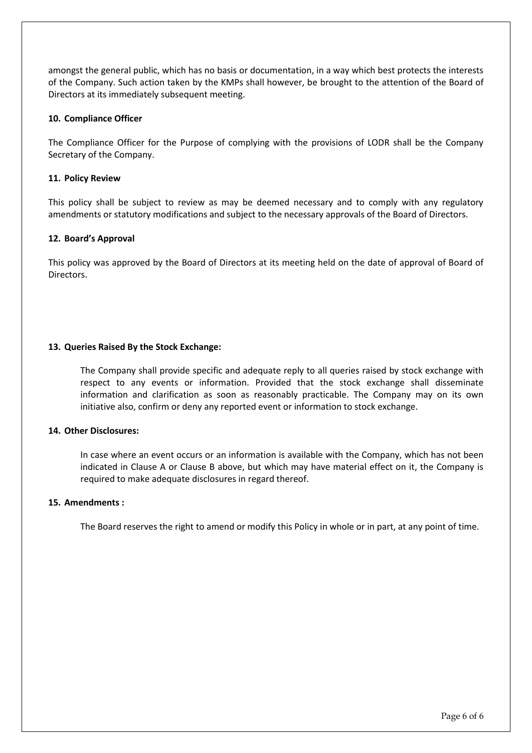amongst the general public, which has no basis or documentation, in a way which best protects the interests of the Company. Such action taken by the KMPs shall however, be brought to the attention of the Board of Directors at its immediately subsequent meeting.

## 10. Compliance Officer

The Compliance Officer for the Purpose of complying with the provisions of LODR shall be the Company Secretary of the Company.

## 11. Policy Review

This policy shall be subject to review as may be deemed necessary and to comply with any regulatory amendments or statutory modifications and subject to the necessary approvals of the Board of Directors.

## 12. Board's Approval

This policy was approved by the Board of Directors at its meeting held on the date of approval of Board of Directors.

## 13. Queries Raised By the Stock Exchange:

The Company shall provide specific and adequate reply to all queries raised by stock exchange with respect to any events or information. Provided that the stock exchange shall disseminate information and clarification as soon as reasonably practicable. The Company may on its own initiative also, confirm or deny any reported event or information to stock exchange.

## 14. Other Disclosures:

In case where an event occurs or an information is available with the Company, which has not been indicated in Clause A or Clause B above, but which may have material effect on it, the Company is required to make adequate disclosures in regard thereof.

## 15. Amendments :

The Board reserves the right to amend or modify this Policy in whole or in part, at any point of time.